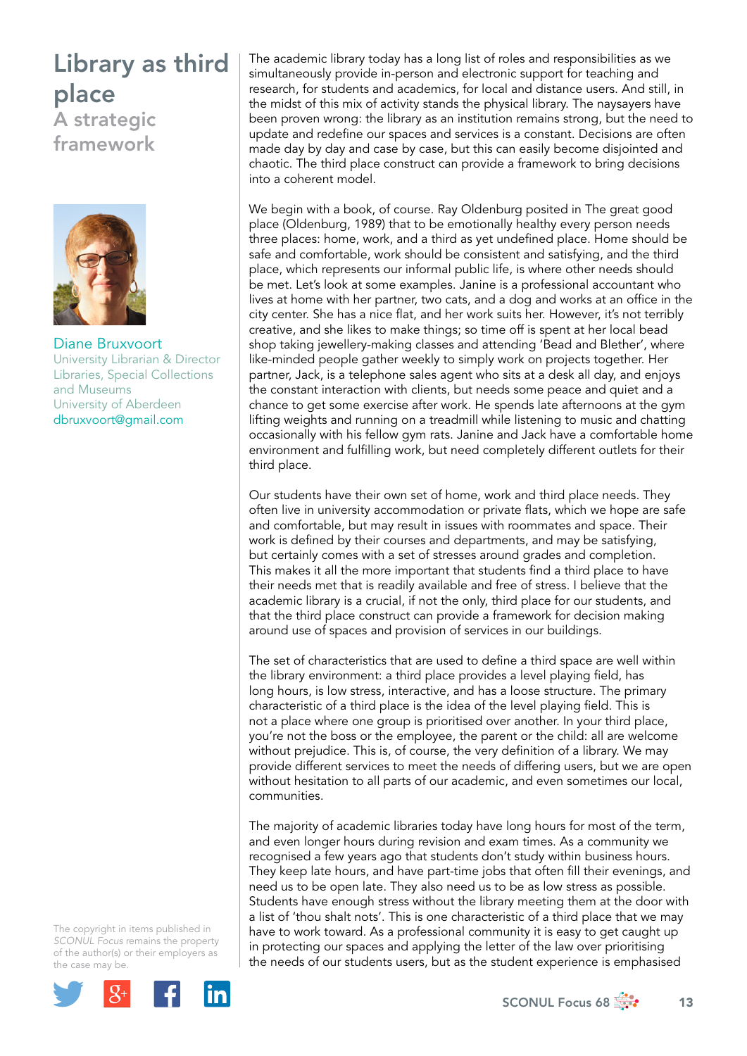# Library as third place

## A strategic framework

**Diane Bruxvoort**
University Librarian & Director
Libraries, Special Collections
and Museums
University of Aberdeen
dbruxvoort@gmail.com

The academic library today has a long list of roles and responsibilities as we simultaneously provide in-person and electronic support for teaching and research, for students and academics, for local and distance users. And still, in the midst of this mix of activity stands the physical library. The naysayers have been proven wrong: the library as an institution remains strong, but the need to update and redefine our spaces and services is a constant. Decisions are often made day by day and case by case, but this can easily become disjointed and chaotic. The third place construct can provide a framework to bring decisions into a coherent model.

We begin with a book, of course. Ray Oldenburg posited in The great good place (Oldenburg, 1989) that to be emotionally healthy every person needs three places: home, work, and a third as yet undefined place. Home should be safe and comfortable, work should be consistent and satisfying, and the third place, which represents our informal public life, is where other needs should be met. Let's look at some examples. Janine is a professional accountant who lives at home with her partner, two cats, and a dog and works at an office in the city center. She has a nice flat, and her work suits her. However, it's not terribly creative, and she likes to make things; so time off is spent at her local bead shop taking jewellery-making classes and attending 'Bead and Blether', where like-minded people gather weekly to simply work on projects together. Her partner, Jack, is a telephone sales agent who sits at a desk all day, and enjoys the constant interaction with clients, but needs some peace and quiet and a chance to get some exercise after work. He spends late afternoons at the gym lifting weights and running on a treadmill while listening to music and chatting occasionally with his fellow gym rats. Janine and Jack have a comfortable home environment and fulfilling work, but need completely different outlets for their third place.

Our students have their own set of home, work and third place needs. They often live in university accommodation or private flats, which we hope are safe and comfortable, but may result in issues with roommates and space. Their work is defined by their courses and departments, and may be satisfying, but certainly comes with a set of stresses around grades and completion. This makes it all the more important that students find a third place to have their needs met that is readily available and free of stress. I believe that the academic library is a crucial, if not the only, third place for our students, and that the third place construct can provide a framework for decision making around use of spaces and provision of services in our buildings.

The set of characteristics that are used to define a third space are well within the library environment: a third place provides a level playing field, has long hours, is low stress, interactive, and has a loose structure. The primary characteristic of a third place is the idea of the level playing field. This is not a place where one group is prioritised over another. In your third place, you're not the boss or the employee, the parent or the child: all are welcome without prejudice. This is, of course, the very definition of a library. We may provide different services to meet the needs of differing users, but we are open without hesitation to all parts of our academic, and even sometimes our local, communities.

The majority of academic libraries today have long hours for most of the term, and even longer hours during revision and exam times. As a community we recognised a few years ago that students don't study within business hours. They keep late hours, and have part-time jobs that often fill their evenings, and need us to be open late. They also need us to be as low stress as possible. Students have enough stress without the library meeting them at the door with a list of 'thou shalt nots'. This is one characteristic of a third place that we may have to work toward. As a professional community it is easy to get caught up in protecting our spaces and applying the letter of the law over prioritising the needs of our students users, but as the student experience is emphasised

The copyright in items published in *SCONUL Focus* remains the property of the author(s) or their employers as the case may be.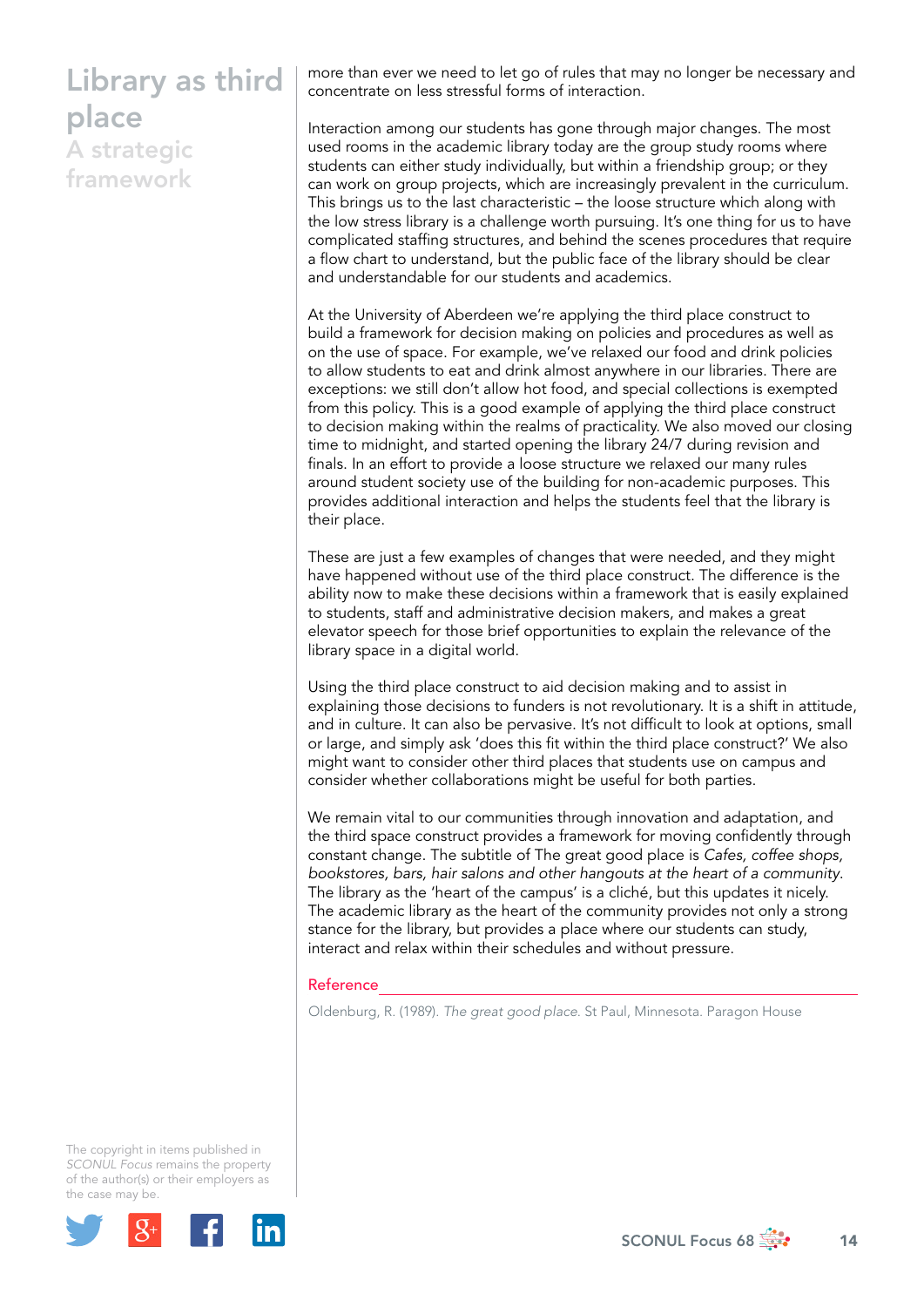more than ever we need to let go of rules that may no longer be necessary and concentrate on less stressful forms of interaction.

Interaction among our students has gone through major changes. The most used rooms in the academic library today are the group study rooms where students can either study individually, but within a friendship group; or they can work on group projects, which are increasingly prevalent in the curriculum. This brings us to the last characteristic – the loose structure which along with the low stress library is a challenge worth pursuing. It's one thing for us to have complicated staffing structures, and behind the scenes procedures that require a flow chart to understand, but the public face of the library should be clear and understandable for our students and academics.

At the University of Aberdeen we're applying the third place construct to build a framework for decision making on policies and procedures as well as on the use of space. For example, we've relaxed our food and drink policies to allow students to eat and drink almost anywhere in our libraries. There are exceptions: we still don't allow hot food, and special collections is exempted from this policy. This is a good example of applying the third place construct to decision making within the realms of practicality. We also moved our closing time to midnight, and started opening the library 24/7 during revision and finals. In an effort to provide a loose structure we relaxed our many rules around student society use of the building for non-academic purposes. This provides additional interaction and helps the students feel that the library is their place.

These are just a few examples of changes that were needed, and they might have happened without use of the third place construct. The difference is the ability now to make these decisions within a framework that is easily explained to students, staff and administrative decision makers, and makes a great elevator speech for those brief opportunities to explain the relevance of the library space in a digital world.

Using the third place construct to aid decision making and to assist in explaining those decisions to funders is not revolutionary. It is a shift in attitude, and in culture. It can also be pervasive. It's not difficult to look at options, small or large, and simply ask 'does this fit within the third place construct?' We also might want to consider other third places that students use on campus and consider whether collaborations might be useful for both parties.

We remain vital to our communities through innovation and adaptation, and the third space construct provides a framework for moving confidently through constant change. The subtitle of The great good place is *Cafes, coffee shops, bookstores, bars, hair salons and other hangouts at the heart of a community*. The library as the 'heart of the campus' is a cliché, but this updates it nicely. The academic library as the heart of the community provides not only a strong stance for the library, but provides a place where our students can study, interact and relax within their schedules and without pressure.

## Reference

Oldenburg, R. (1989). *The great good place*. St Paul, Minnesota. Paragon House

The copyright in items published in *SCONUL Focus* remains the property of the author(s) or their employers as the case may be.